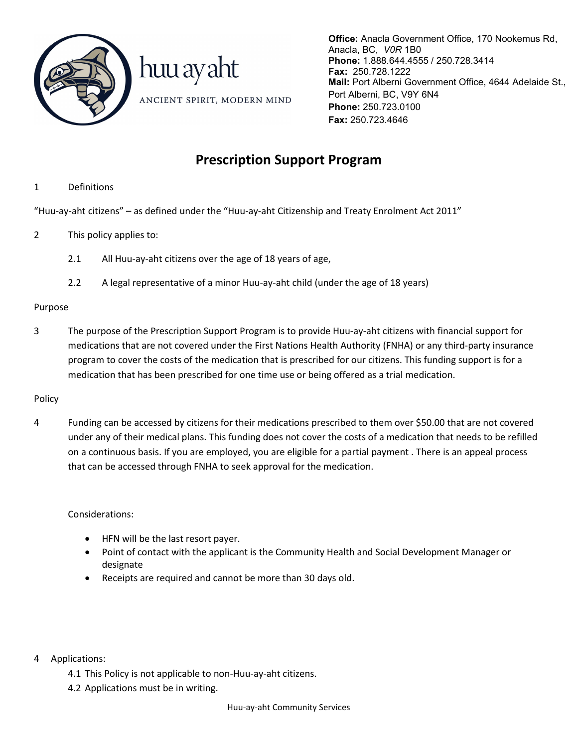huu ay aht

ANCIENT SPIRIT, MODERN MIND

**Office:** Anacla Government Office, 170 Nookemus Rd, Anacla, BC, *V0R* 1B0
**Phone:** 1.888.644.4555 / 250.728.3414
**Fax:** 250.728.1222
**Mail:** Port Alberni Government Office, 4644 Adelaide St., Port Alberni, BC, V9Y 6N4
**Phone:** 250.723.0100
**Fax:** 250.723.4646

# Prescription Support Program

1 Definitions

"Huu-ay-aht citizens" – as defined under the "Huu-ay-aht Citizenship and Treaty Enrolment Act 2011"

2 This policy applies to:

2.1 All Huu-ay-aht citizens over the age of 18 years of age,

2.2 A legal representative of a minor Huu-ay-aht child (under the age of 18 years)

Purpose

3 The purpose of the Prescription Support Program is to provide Huu-ay-aht citizens with financial support for medications that are not covered under the First Nations Health Authority (FNHA) or any third-party insurance program to cover the costs of the medication that is prescribed for our citizens. This funding support is for a medication that has been prescribed for one time use or being offered as a trial medication.

Policy

4 Funding can be accessed by citizens for their medications prescribed to them over $50.00 that are not covered under any of their medical plans. This funding does not cover the costs of a medication that needs to be refilled on a continuous basis. If you are employed, you are eligible for a partial payment . There is an appeal process that can be accessed through FNHA to seek approval for the medication.

Considerations:

- HFN will be the last resort payer.
- Point of contact with the applicant is the Community Health and Social Development Manager or designate
- Receipts are required and cannot be more than 30 days old.

4 Applications:

4.1 This Policy is not applicable to non-Huu-ay-aht citizens.

4.2 Applications must be in writing.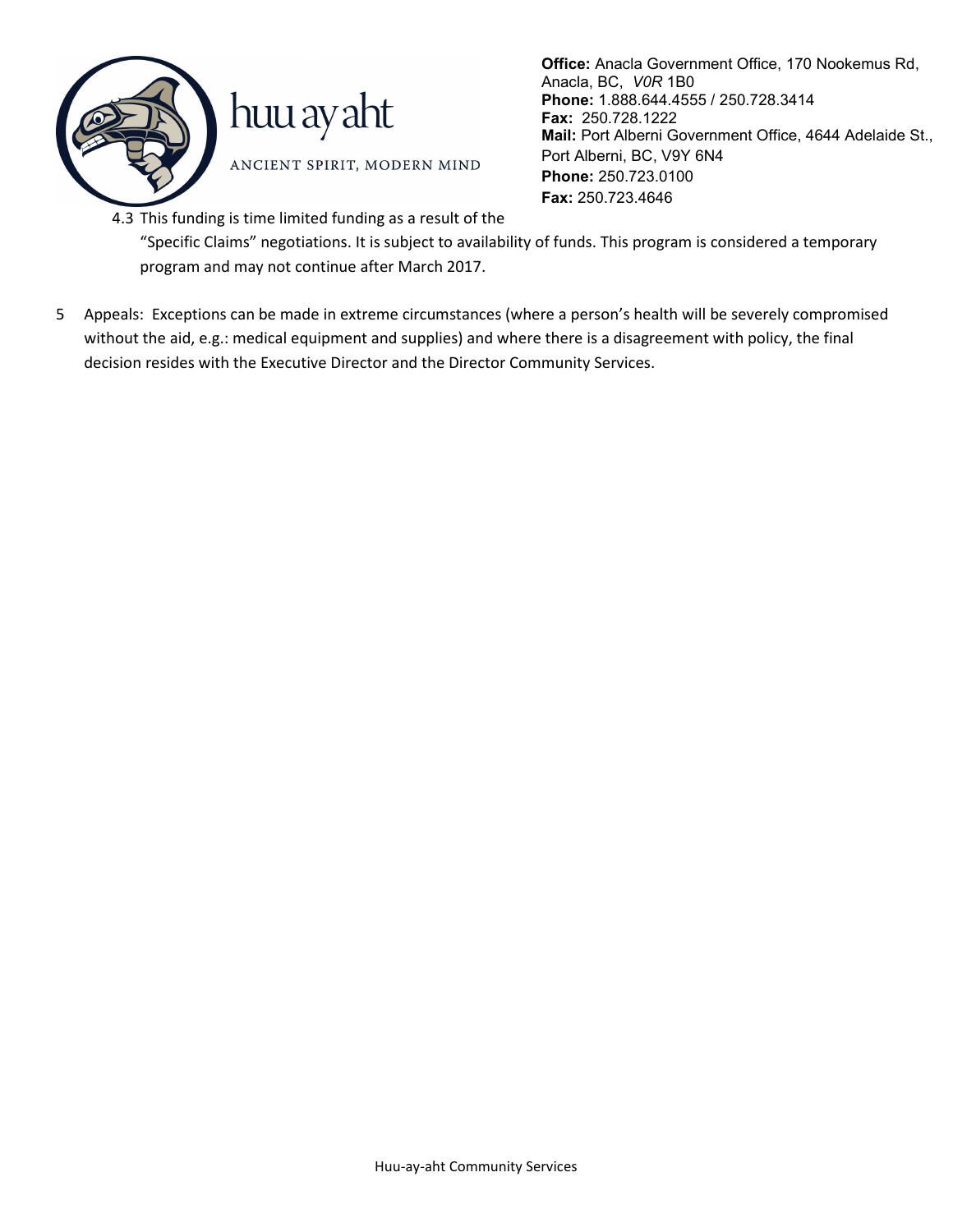4.3 This funding is time limited funding as a result of the "Specific Claims" negotiations. It is subject to availability of funds. This program is considered a temporary program and may not continue after March 2017.

5 Appeals: Exceptions can be made in extreme circumstances (where a person's health will be severely compromised without the aid, e.g.: medical equipment and supplies) and where there is a disagreement with policy, the final decision resides with the Executive Director and the Director Community Services.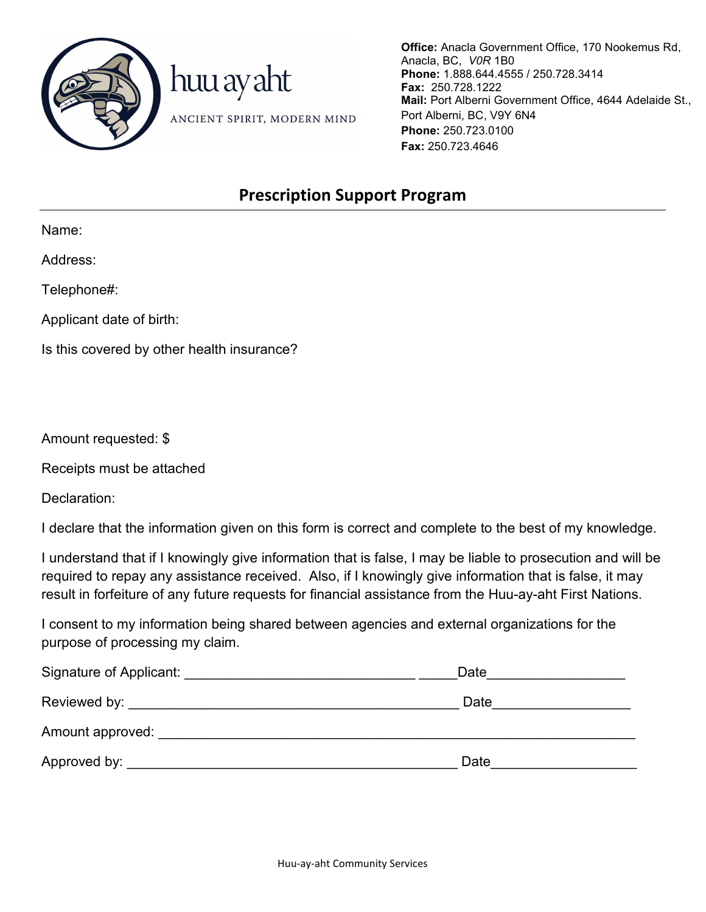huu ay aht

ANCIENT SPIRIT, MODERN MIND

**Office:** Anacla Government Office, 170 Nookemus Rd, Anacla, BC, *V0R* 1B0
**Phone:** 1.888.644.4555 / 250.728.3414
**Fax:** 250.728.1222
**Mail:** Port Alberni Government Office, 4644 Adelaide St., Port Alberni, BC, V9Y 6N4
**Phone:** 250.723.0100
**Fax:** 250.723.4646

## Prescription Support Program

Name:

Address:

Telephone#:

Applicant date of birth:

Is this covered by other health insurance?

Amount requested: $

Receipts must be attached

Declaration:

I declare that the information given on this form is correct and complete to the best of my knowledge.

I understand that if I knowingly give information that is false, I may be liable to prosecution and will be required to repay any assistance received. Also, if I knowingly give information that is false, it may result in forfeiture of any future requests for financial assistance from the Huu-ay-aht First Nations.

I consent to my information being shared between agencies and external organizations for the purpose of processing my claim.

Signature of Applicant: ______________________________ _____Date_________________

Reviewed by: ___________________________________________ Date_________________

Amount approved: ______________________________________________________________

Approved by: ___________________________________________ Date__________________

Huu-ay-aht Community Services